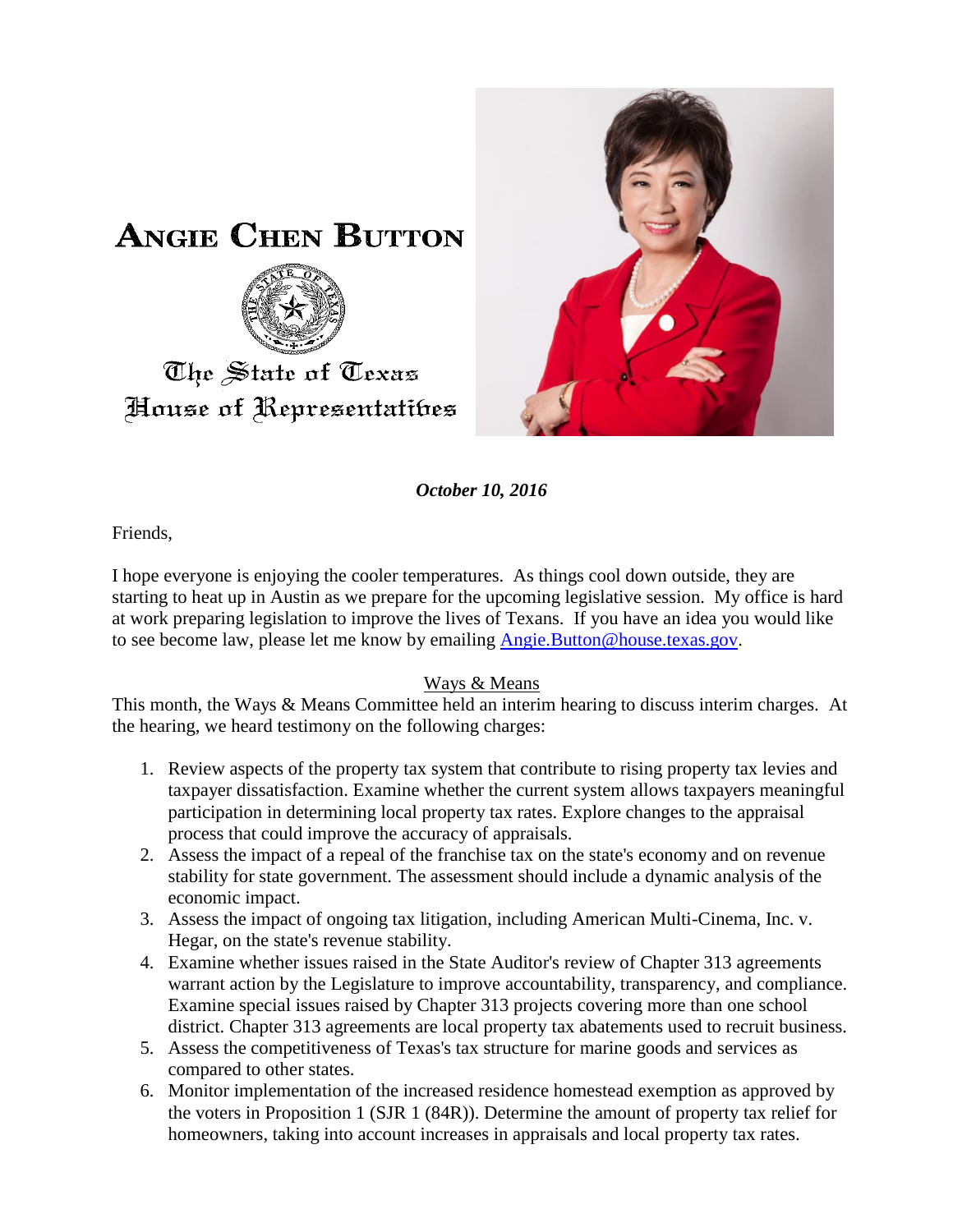# Angie Chen Button

The State of Texas
House of Representatives

***October 10, 2016***

Friends,

I hope everyone is enjoying the cooler temperatures. As things cool down outside, they are starting to heat up in Austin as we prepare for the upcoming legislative session. My office is hard at work preparing legislation to improve the lives of Texans. If you have an idea you would like to see become law, please let me know by emailing [Angie.Button@house.texas.gov](mailto:Angie.Button@house.texas.gov).

## Ways & Means

This month, the Ways & Means Committee held an interim hearing to discuss interim charges. At the hearing, we heard testimony on the following charges:

1. Review aspects of the property tax system that contribute to rising property tax levies and taxpayer dissatisfaction. Examine whether the current system allows taxpayers meaningful participation in determining local property tax rates. Explore changes to the appraisal process that could improve the accuracy of appraisals.
2. Assess the impact of a repeal of the franchise tax on the state's economy and on revenue stability for state government. The assessment should include a dynamic analysis of the economic impact.
3. Assess the impact of ongoing tax litigation, including American Multi-Cinema, Inc. v. Hegar, on the state's revenue stability.
4. Examine whether issues raised in the State Auditor's review of Chapter 313 agreements warrant action by the Legislature to improve accountability, transparency, and compliance. Examine special issues raised by Chapter 313 projects covering more than one school district. Chapter 313 agreements are local property tax abatements used to recruit business.
5. Assess the competitiveness of Texas's tax structure for marine goods and services as compared to other states.
6. Monitor implementation of the increased residence homestead exemption as approved by the voters in Proposition 1 (SJR 1 (84R)). Determine the amount of property tax relief for homeowners, taking into account increases in appraisals and local property tax rates.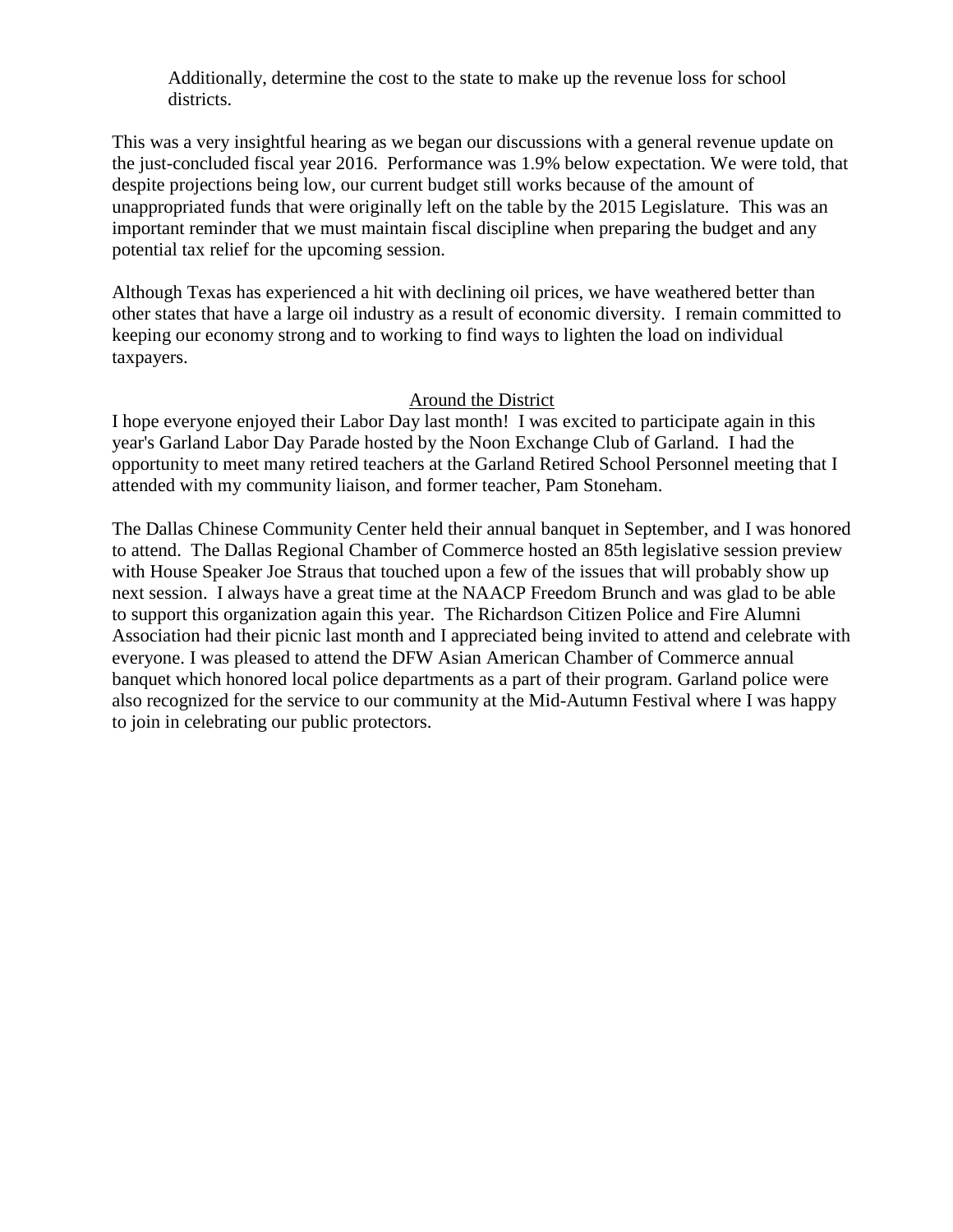Additionally, determine the cost to the state to make up the revenue loss for school districts.

This was a very insightful hearing as we began our discussions with a general revenue update on the just-concluded fiscal year 2016. Performance was 1.9% below expectation. We were told, that despite projections being low, our current budget still works because of the amount of unappropriated funds that were originally left on the table by the 2015 Legislature. This was an important reminder that we must maintain fiscal discipline when preparing the budget and any potential tax relief for the upcoming session.

Although Texas has experienced a hit with declining oil prices, we have weathered better than other states that have a large oil industry as a result of economic diversity. I remain committed to keeping our economy strong and to working to find ways to lighten the load on individual taxpayers.

## Around the District

I hope everyone enjoyed their Labor Day last month! I was excited to participate again in this year's Garland Labor Day Parade hosted by the Noon Exchange Club of Garland. I had the opportunity to meet many retired teachers at the Garland Retired School Personnel meeting that I attended with my community liaison, and former teacher, Pam Stoneham.

The Dallas Chinese Community Center held their annual banquet in September, and I was honored to attend. The Dallas Regional Chamber of Commerce hosted an 85th legislative session preview with House Speaker Joe Straus that touched upon a few of the issues that will probably show up next session. I always have a great time at the NAACP Freedom Brunch and was glad to be able to support this organization again this year. The Richardson Citizen Police and Fire Alumni Association had their picnic last month and I appreciated being invited to attend and celebrate with everyone. I was pleased to attend the DFW Asian American Chamber of Commerce annual banquet which honored local police departments as a part of their program. Garland police were also recognized for the service to our community at the Mid-Autumn Festival where I was happy to join in celebrating our public protectors.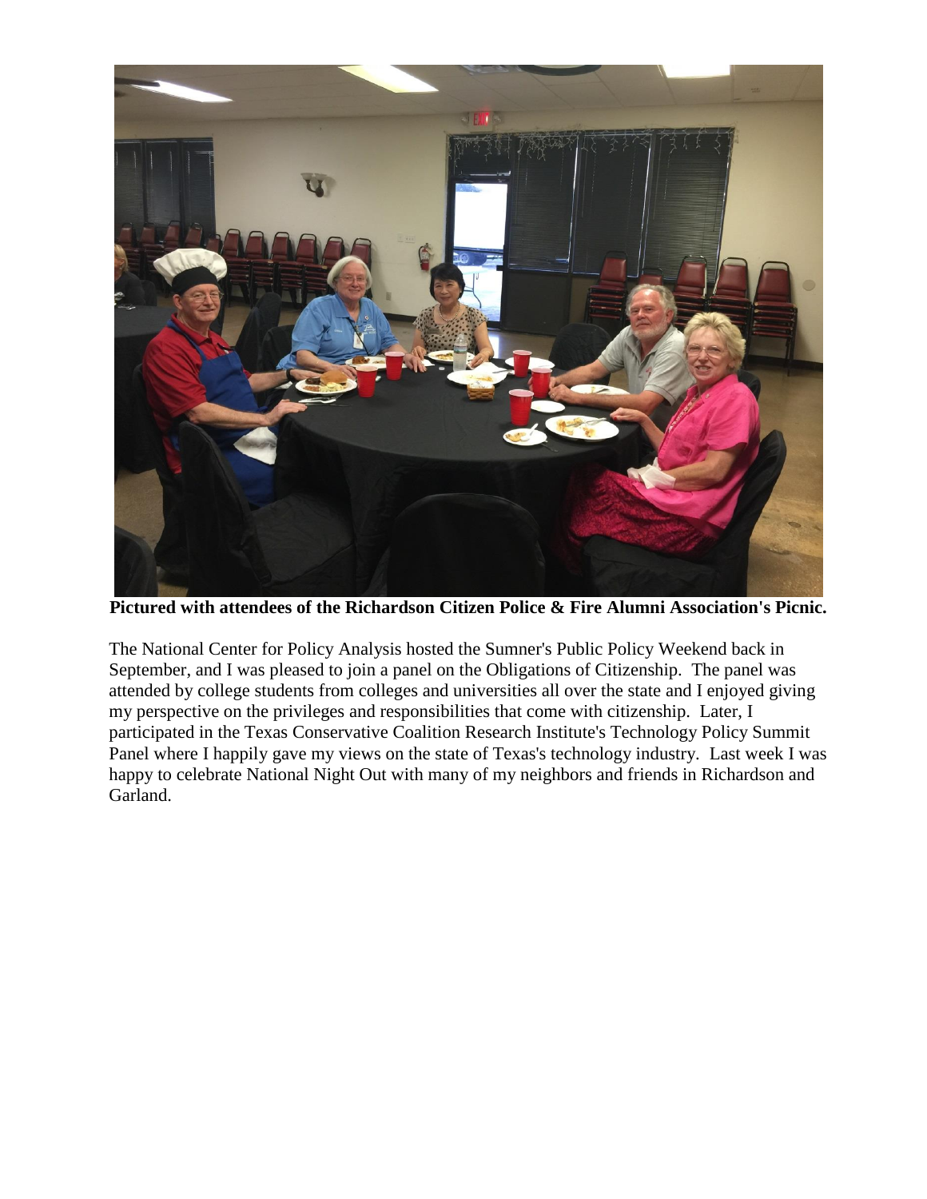**Pictured with attendees of the Richardson Citizen Police & Fire Alumni Association's Picnic.**

The National Center for Policy Analysis hosted the Sumner's Public Policy Weekend back in September, and I was pleased to join a panel on the Obligations of Citizenship. The panel was attended by college students from colleges and universities all over the state and I enjoyed giving my perspective on the privileges and responsibilities that come with citizenship. Later, I participated in the Texas Conservative Coalition Research Institute's Technology Policy Summit Panel where I happily gave my views on the state of Texas's technology industry. Last week I was happy to celebrate National Night Out with many of my neighbors and friends in Richardson and Garland.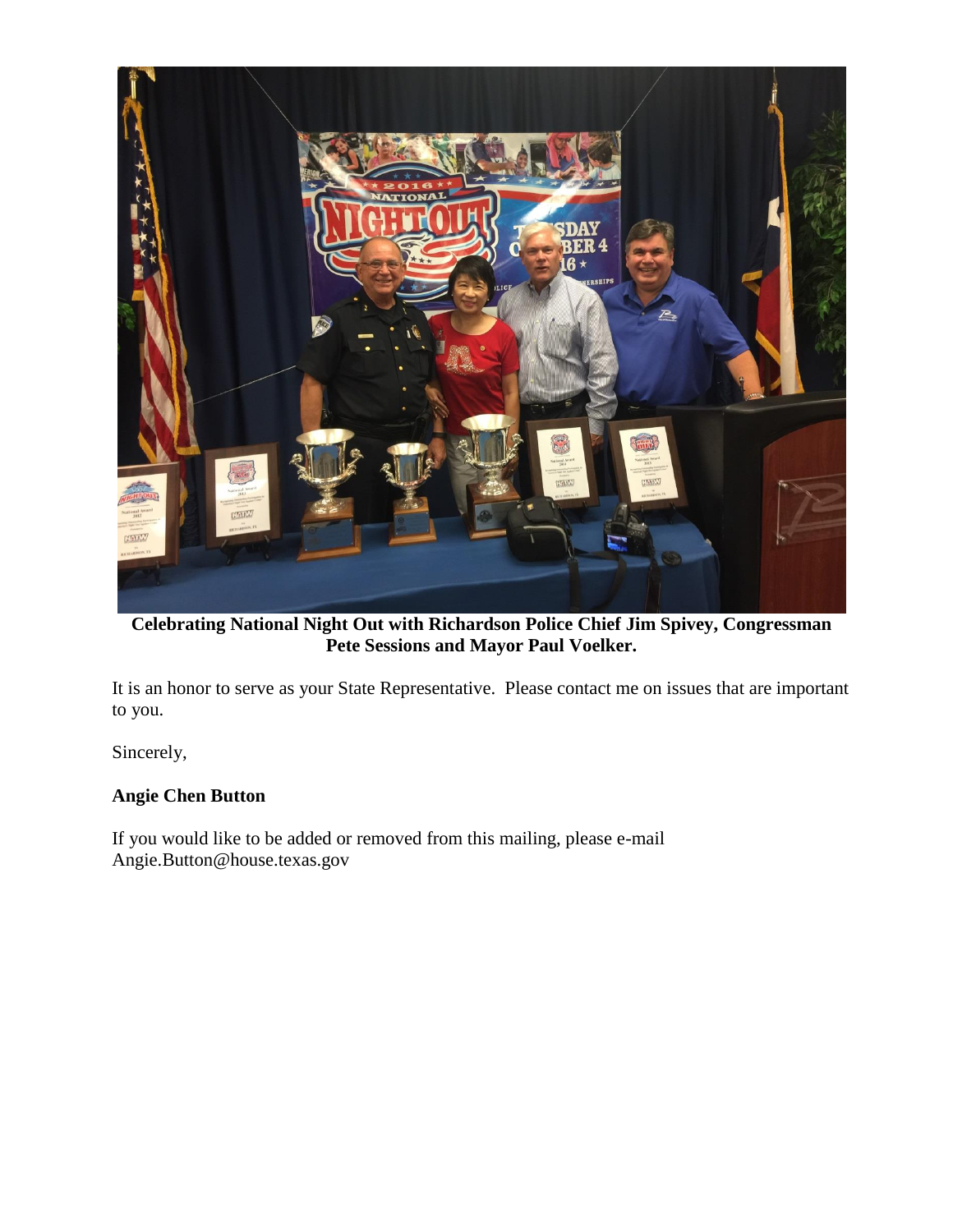**Celebrating National Night Out with Richardson Police Chief Jim Spivey, Congressman Pete Sessions and Mayor Paul Voelker.**

It is an honor to serve as your State Representative. Please contact me on issues that are important to you.

Sincerely,

**Angie Chen Button**

If you would like to be added or removed from this mailing, please e-mail Angie.Button@house.texas.gov